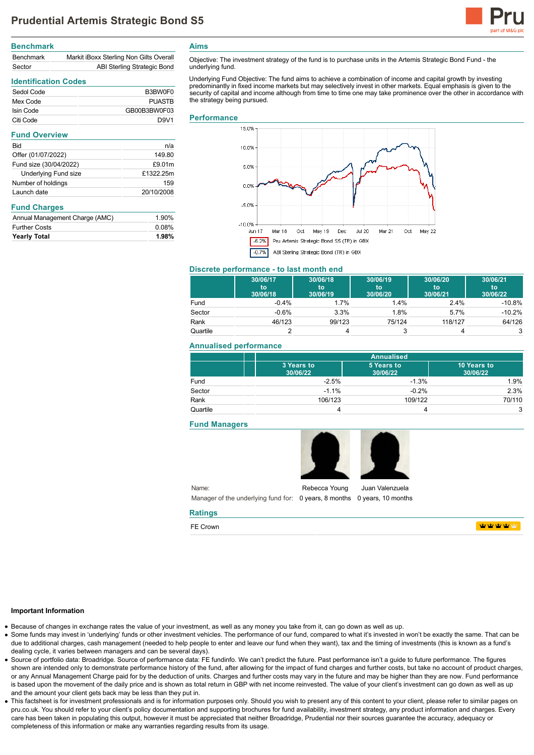# Prudential Artemis Strategic Bond S5

## Benchmark

| | |
|---|---|
| Benchmark | Markit iBoxx Sterling Non Gilts Overall |
| Sector | ABI Sterling Strategic Bond |

## Identification Codes

| | |
|---|---|
| Sedol Code | B3BW0F0 |
| Mex Code | PUASTB |
| Isin Code | GB00B3BW0F03 |
| Citi Code | D9V1 |

## Fund Overview

| | |
|---|---|
| Bid | n/a |
| Offer (01/07/2022) | 149.80 |
| Fund size (30/04/2022) | £9.01m |
| Underlying Fund size | £1322.25m |
| Number of holdings | 159 |
| Launch date | 20/10/2008 |

## Fund Charges

| | |
|---|---|
| Annual Management Charge (AMC) | 1.90% |
| Further Costs | 0.08% |
| **Yearly Total** | **1.98%** |

## Aims

Objective: The investment strategy of the fund is to purchase units in the Artemis Strategic Bond Fund - the underlying fund.

Underlying Fund Objective: The fund aims to achieve a combination of income and capital growth by investing predominantly in fixed income markets but may selectively invest in other markets. Equal emphasis is given to the security of capital and income although from time to time one may take prominence over the other in accordance with the strategy being pursued.

## Performance

-6.2% Pru Artemis Strategic Bond S5 (TR) in GBX

-0.7% ABI Sterling Strategic Bond (TR) in GBX

## Discrete performance - to last month end

| | 30/06/17 to 30/06/18 | 30/06/18 to 30/06/19 | 30/06/19 to 30/06/20 | 30/06/20 to 30/06/21 | 30/06/21 to 30/06/22 |
|---|---|---|---|---|---|
| Fund | -0.4% | 1.7% | 1.4% | 2.4% | -10.8% |
| Sector | -0.6% | 3.3% | 1.8% | 5.7% | -10.2% |
| Rank | 46/123 | 99/123 | 75/124 | 118/127 | 64/126 |
| Quartile | 2 | 4 | 3 | 4 | 3 |

## Annualised performance

| | Annualised | | |
|---|---|---|---|
| | 3 Years to 30/06/22 | 5 Years to 30/06/22 | 10 Years to 30/06/22 |
| Fund | -2.5% | -1.3% | 1.9% |
| Sector | -1.1% | -0.2% | 2.3% |
| Rank | 106/123 | 109/122 | 70/110 |
| Quartile | 4 | 4 | 3 |

## Fund Managers

| | | |
|---|---|---|
| Name: | Rebecca Young | Juan Valenzuela |
| Manager of the underlying fund for: | 0 years, 8 months | 0 years, 10 months |

## Ratings

FE Crown

### Important Information

- Because of changes in exchange rates the value of your investment, as well as any money you take from it, can go down as well as up.
- Some funds may invest in 'underlying' funds or other investment vehicles. The performance of our fund, compared to what it's invested in won't be exactly the same. That can be due to additional charges, cash management (needed to help people to enter and leave our fund when they want), tax and the timing of investments (this is known as a fund's dealing cycle, it varies between managers and can be several days).
- Source of portfolio data: Broadridge. Source of performance data: FE fundinfo. We can't predict the future. Past performance isn't a guide to future performance. The figures shown are intended only to demonstrate performance history of the fund, after allowing for the impact of fund charges and further costs, but take no account of product charges, or any Annual Management Charge paid for by the deduction of units. Charges and further costs may vary in the future and may be higher than they are now. Fund performance is based upon the movement of the daily price and is shown as total return in GBP with net income reinvested. The value of your client's investment can go down as well as up and the amount your client gets back may be less than they put in.
- This factsheet is for investment professionals and is for information purposes only. Should you wish to present any of this content to your client, please refer to similar pages on pru.co.uk. You should refer to your client's policy documentation and supporting brochures for fund availability, investment strategy, any product information and charges. Every care has been taken in populating this output, however it must be appreciated that neither Broadridge, Prudential nor their sources guarantee the accuracy, adequacy or completeness of this information or make any warranties regarding results from its usage.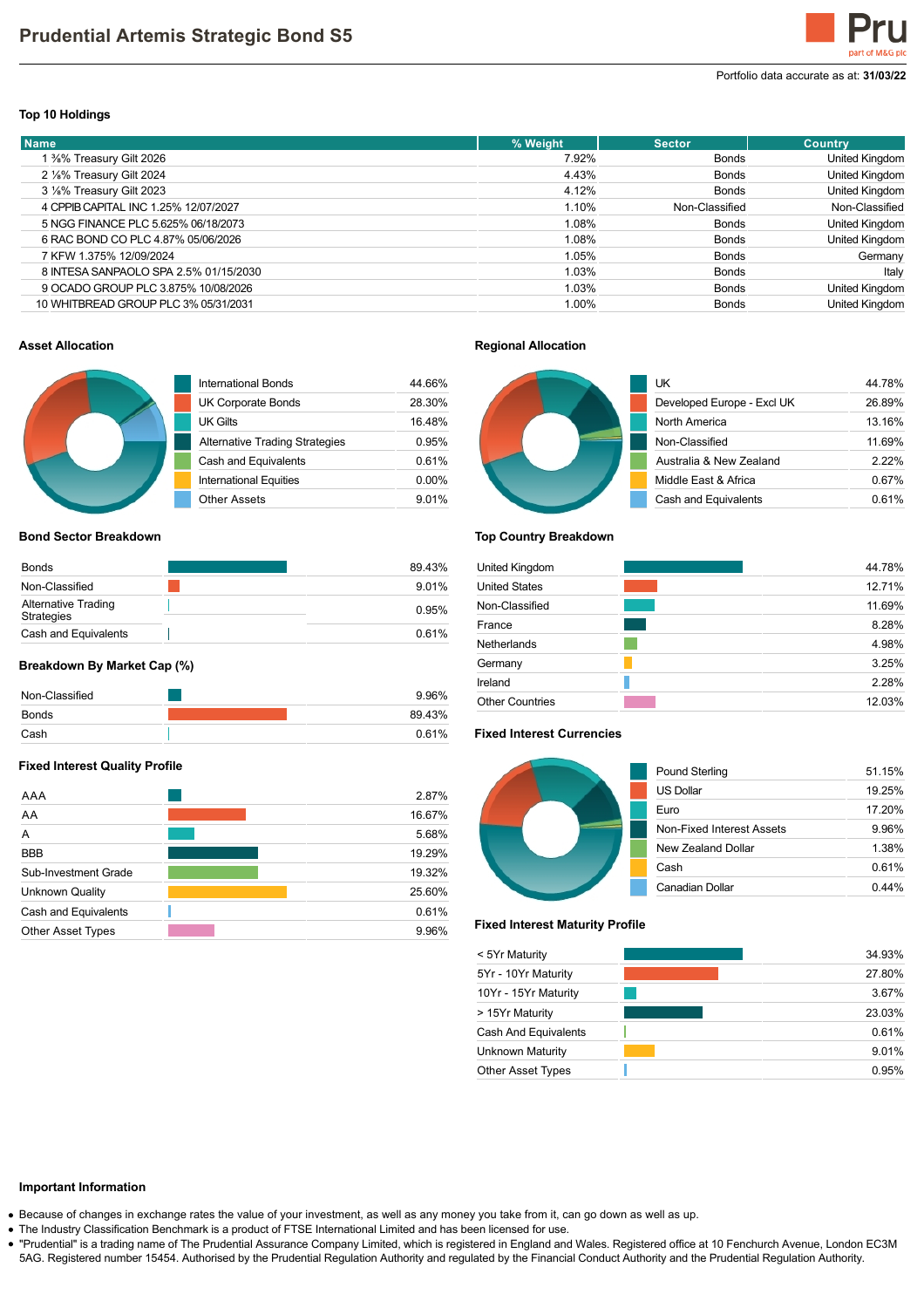# Prudential Artemis Strategic Bond S5

Portfolio data accurate as at: **31/03/22**

### Top 10 Holdings

| Name | % Weight | Sector | Country |
|---|---|---|---|
| 1 ⅜% Treasury Gilt 2026 | 7.92% | Bonds | United Kingdom |
| 2 ⅛% Treasury Gilt 2024 | 4.43% | Bonds | United Kingdom |
| 3 ⅛% Treasury Gilt 2023 | 4.12% | Bonds | United Kingdom |
| 4 CPPIB CAPITAL INC 1.25% 12/07/2027 | 1.10% | Non-Classified | Non-Classified |
| 5 NGG FINANCE PLC 5.625% 06/18/2073 | 1.08% | Bonds | United Kingdom |
| 6 RAC BOND CO PLC 4.87% 05/06/2026 | 1.08% | Bonds | United Kingdom |
| 7 KFW 1.375% 12/09/2024 | 1.05% | Bonds | Germany |
| 8 INTESA SANPAOLO SPA 2.5% 01/15/2030 | 1.03% | Bonds | Italy |
| 9 OCADO GROUP PLC 3.875% 10/08/2026 | 1.03% | Bonds | United Kingdom |
| 10 WHITBREAD GROUP PLC 3% 05/31/2031 | 1.00% | Bonds | United Kingdom |

### Asset Allocation

International Bonds 44.66%
UK Corporate Bonds 28.30%
UK Gilts 16.48%
Alternative Trading Strategies 0.95%
Cash and Equivalents 0.61%
International Equities 0.00%
Other Assets 9.01%

### Regional Allocation

UK 44.78%
Developed Europe - Excl UK 26.89%
North America 13.16%
Non-Classified 11.69%
Australia & New Zealand 2.22%
Middle East & Africa 0.67%
Cash and Equivalents 0.61%

### Bond Sector Breakdown

Bonds 89.43%
Non-Classified 9.01%
Alternative Trading Strategies 0.95%
Cash and Equivalents 0.61%

### Top Country Breakdown

United Kingdom 44.78%
United States 12.71%
Non-Classified 11.69%
France 8.28%
Netherlands 4.98%
Germany 3.25%
Ireland 2.28%
Other Countries 12.03%

### Breakdown By Market Cap (%)

Non-Classified 9.96%
Bonds 89.43%
Cash 0.61%

### Fixed Interest Currencies

Pound Sterling 51.15%
US Dollar 19.25%
Euro 17.20%
Non-Fixed Interest Assets 9.96%
New Zealand Dollar 1.38%
Cash 0.61%
Canadian Dollar 0.44%

### Fixed Interest Quality Profile

AAA 2.87%
AA 16.67%
A 5.68%
BBB 19.29%
Sub-Investment Grade 19.32%
Unknown Quality 25.60%
Cash and Equivalents 0.61%
Other Asset Types 9.96%

### Fixed Interest Maturity Profile

< 5Yr Maturity 34.93%
5Yr - 10Yr Maturity 27.80%
10Yr - 15Yr Maturity 3.67%
> 15Yr Maturity 23.03%
Cash And Equivalents 0.61%
Unknown Maturity 9.01%
Other Asset Types 0.95%

### Important Information

- Because of changes in exchange rates the value of your investment, as well as any money you take from it, can go down as well as up.
- The Industry Classification Benchmark is a product of FTSE International Limited and has been licensed for use.
- "Prudential" is a trading name of The Prudential Assurance Company Limited, which is registered in England and Wales. Registered office at 10 Fenchurch Avenue, London EC3M 5AG. Registered number 15454. Authorised by the Prudential Regulation Authority and regulated by the Financial Conduct Authority and the Prudential Regulation Authority.